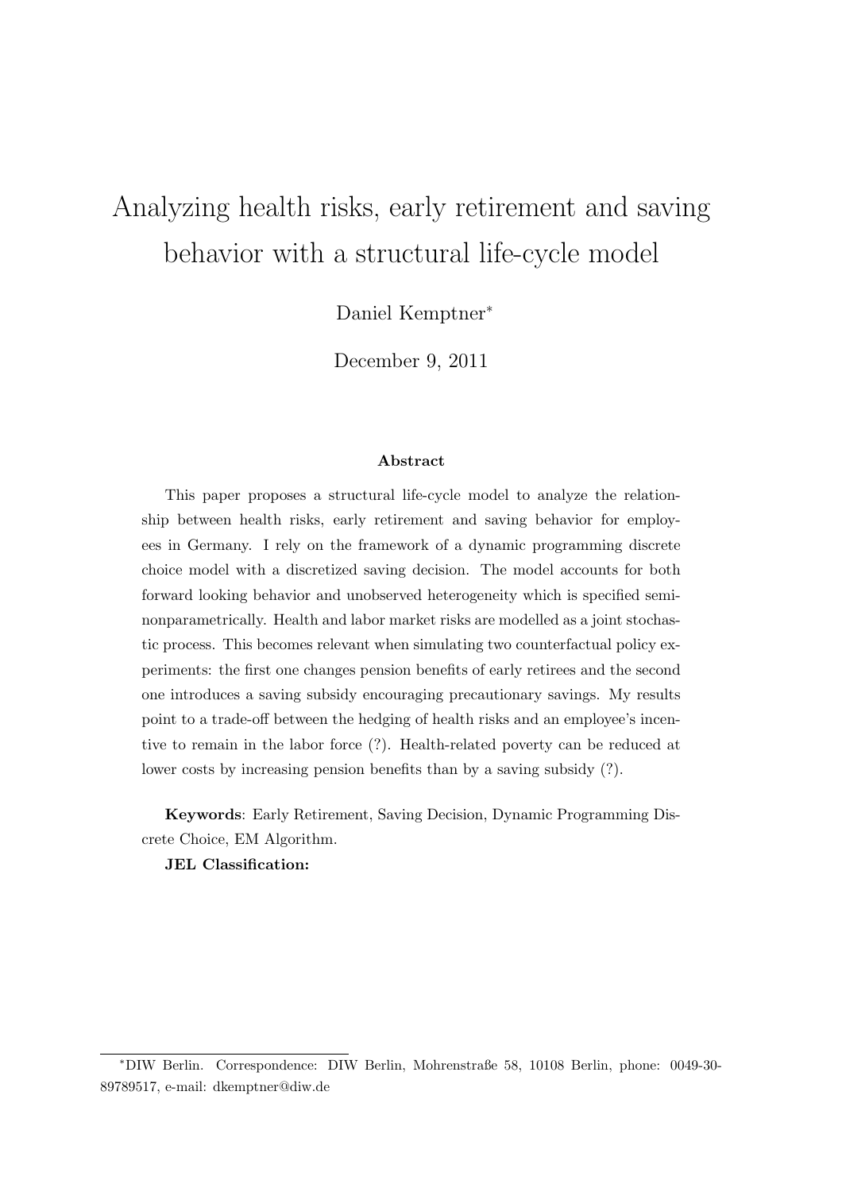# Analyzing health risks, early retirement and saving behavior with a structural life-cycle model

Daniel Kemptner*

December 9, 2011

## Abstract

This paper proposes a structural life-cycle model to analyze the relationship between health risks, early retirement and saving behavior for employees in Germany. I rely on the framework of a dynamic programming discrete choice model with a discretized saving decision. The model accounts for both forward looking behavior and unobserved heterogeneity which is specified seminonparametrically. Health and labor market risks are modelled as a joint stochastic process. This becomes relevant when simulating two counterfactual policy experiments: the first one changes pension benefits of early retirees and the second one introduces a saving subsidy encouraging precautionary savings. My results point to a trade-off between the hedging of health risks and an employee's incentive to remain in the labor force (?). Health-related poverty can be reduced at lower costs by increasing pension benefits than by a saving subsidy (?).

**Keywords**: Early Retirement, Saving Decision, Dynamic Programming Discrete Choice, EM Algorithm.

**JEL Classification:**

---

*DIW Berlin. Correspondence: DIW Berlin, Mohrenstraße 58, 10108 Berlin, phone: 0049-30-89789517, e-mail: dkemptner@diw.de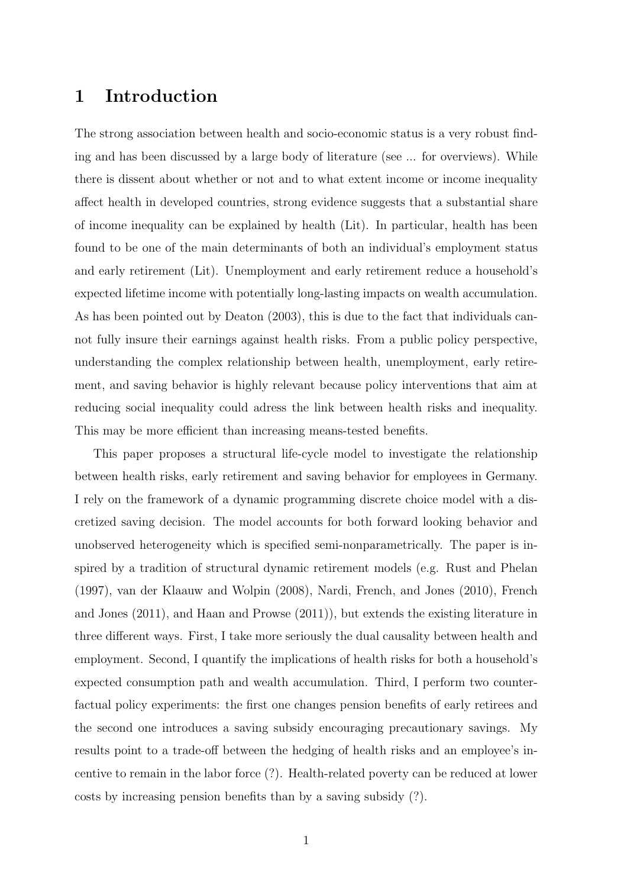# 1 Introduction

The strong association between health and socio-economic status is a very robust finding and has been discussed by a large body of literature (see ... for overviews). While there is dissent about whether or not and to what extent income or income inequality affect health in developed countries, strong evidence suggests that a substantial share of income inequality can be explained by health (Lit). In particular, health has been found to be one of the main determinants of both an individual's employment status and early retirement (Lit). Unemployment and early retirement reduce a household's expected lifetime income with potentially long-lasting impacts on wealth accumulation. As has been pointed out by Deaton (2003), this is due to the fact that individuals cannot fully insure their earnings against health risks. From a public policy perspective, understanding the complex relationship between health, unemployment, early retirement, and saving behavior is highly relevant because policy interventions that aim at reducing social inequality could adress the link between health risks and inequality. This may be more efficient than increasing means-tested benefits.

This paper proposes a structural life-cycle model to investigate the relationship between health risks, early retirement and saving behavior for employees in Germany. I rely on the framework of a dynamic programming discrete choice model with a discretized saving decision. The model accounts for both forward looking behavior and unobserved heterogeneity which is specified semi-nonparametrically. The paper is inspired by a tradition of structural dynamic retirement models (e.g. Rust and Phelan (1997), van der Klaauw and Wolpin (2008), Nardi, French, and Jones (2010), French and Jones (2011), and Haan and Prowse (2011)), but extends the existing literature in three different ways. First, I take more seriously the dual causality between health and employment. Second, I quantify the implications of health risks for both a household's expected consumption path and wealth accumulation. Third, I perform two counterfactual policy experiments: the first one changes pension benefits of early retirees and the second one introduces a saving subsidy encouraging precautionary savings. My results point to a trade-off between the hedging of health risks and an employee's incentive to remain in the labor force (?). Health-related poverty can be reduced at lower costs by increasing pension benefits than by a saving subsidy (?).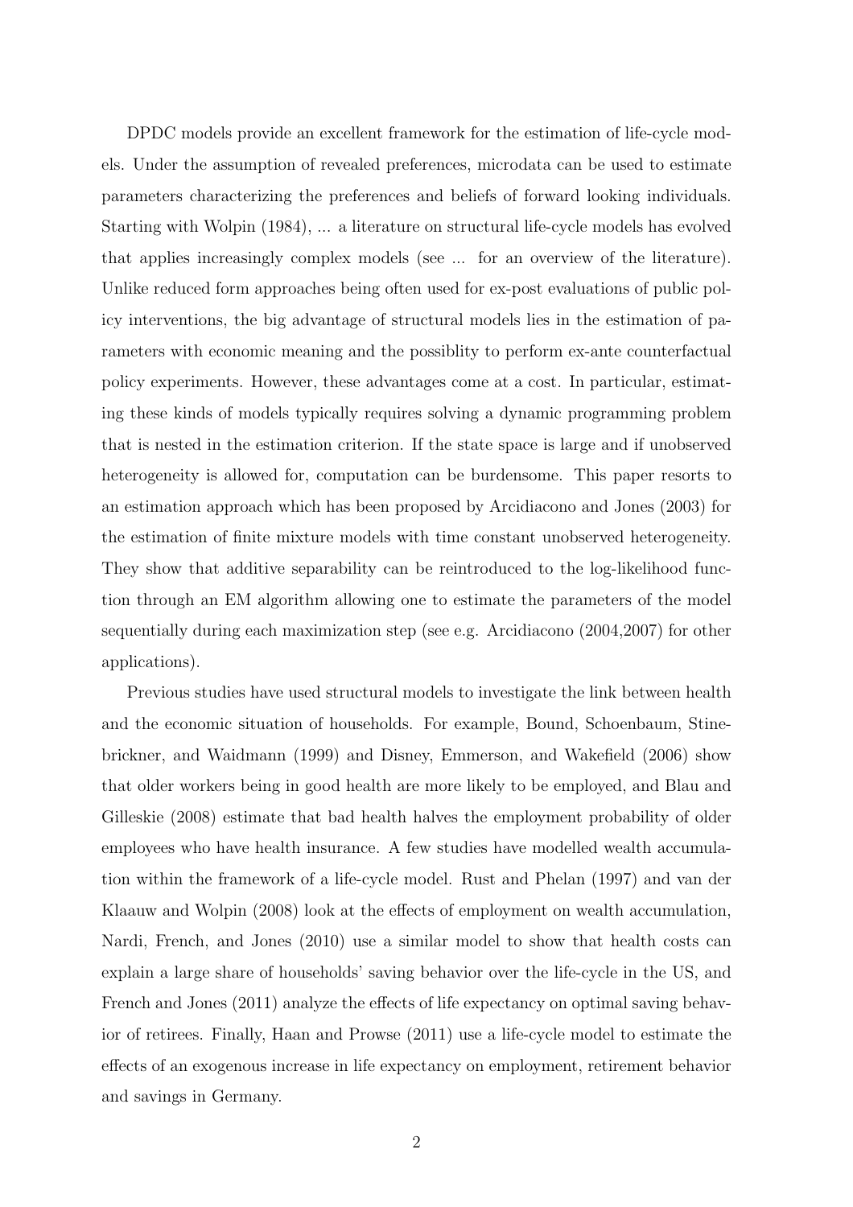DPDC models provide an excellent framework for the estimation of life-cycle models. Under the assumption of revealed preferences, microdata can be used to estimate parameters characterizing the preferences and beliefs of forward looking individuals. Starting with Wolpin (1984), ... a literature on structural life-cycle models has evolved that applies increasingly complex models (see ... for an overview of the literature). Unlike reduced form approaches being often used for ex-post evaluations of public policy interventions, the big advantage of structural models lies in the estimation of parameters with economic meaning and the possiblity to perform ex-ante counterfactual policy experiments. However, these advantages come at a cost. In particular, estimating these kinds of models typically requires solving a dynamic programming problem that is nested in the estimation criterion. If the state space is large and if unobserved heterogeneity is allowed for, computation can be burdensome. This paper resorts to an estimation approach which has been proposed by Arcidiacono and Jones (2003) for the estimation of finite mixture models with time constant unobserved heterogeneity. They show that additive separability can be reintroduced to the log-likelihood function through an EM algorithm allowing one to estimate the parameters of the model sequentially during each maximization step (see e.g. Arcidiacono (2004,2007) for other applications).

Previous studies have used structural models to investigate the link between health and the economic situation of households. For example, Bound, Schoenbaum, Stinebrickner, and Waidmann (1999) and Disney, Emmerson, and Wakefield (2006) show that older workers being in good health are more likely to be employed, and Blau and Gilleskie (2008) estimate that bad health halves the employment probability of older employees who have health insurance. A few studies have modelled wealth accumulation within the framework of a life-cycle model. Rust and Phelan (1997) and van der Klaauw and Wolpin (2008) look at the effects of employment on wealth accumulation, Nardi, French, and Jones (2010) use a similar model to show that health costs can explain a large share of households' saving behavior over the life-cycle in the US, and French and Jones (2011) analyze the effects of life expectancy on optimal saving behavior of retirees. Finally, Haan and Prowse (2011) use a life-cycle model to estimate the effects of an exogenous increase in life expectancy on employment, retirement behavior and savings in Germany.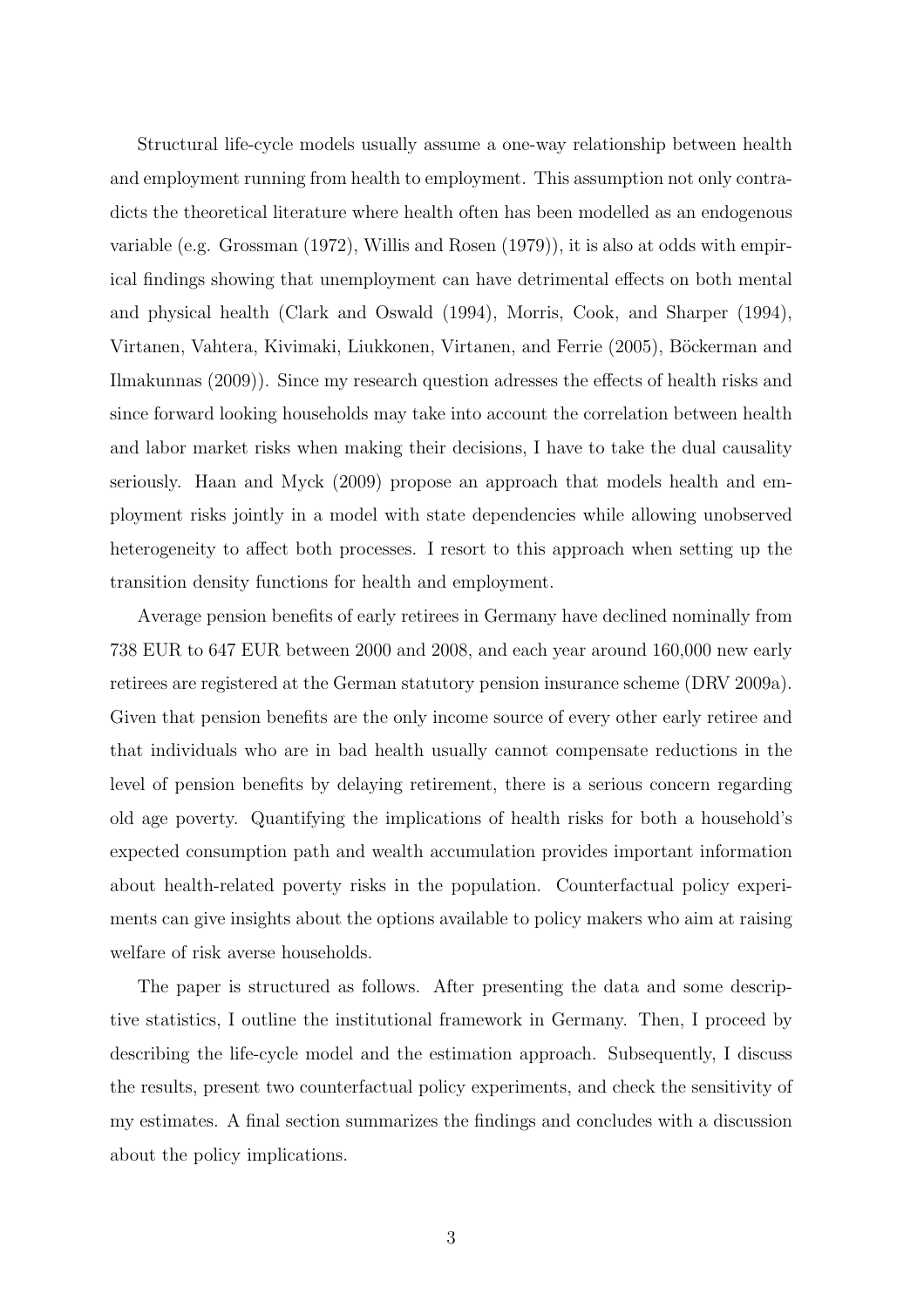Structural life-cycle models usually assume a one-way relationship between health and employment running from health to employment. This assumption not only contradicts the theoretical literature where health often has been modelled as an endogenous variable (e.g. Grossman (1972), Willis and Rosen (1979)), it is also at odds with empirical findings showing that unemployment can have detrimental effects on both mental and physical health (Clark and Oswald (1994), Morris, Cook, and Sharper (1994), Virtanen, Vahtera, Kivimaki, Liukkonen, Virtanen, and Ferrie (2005), Böckerman and Ilmakunnas (2009)). Since my research question adresses the effects of health risks and since forward looking households may take into account the correlation between health and labor market risks when making their decisions, I have to take the dual causality seriously. Haan and Myck (2009) propose an approach that models health and employment risks jointly in a model with state dependencies while allowing unobserved heterogeneity to affect both processes. I resort to this approach when setting up the transition density functions for health and employment.

Average pension benefits of early retirees in Germany have declined nominally from 738 EUR to 647 EUR between 2000 and 2008, and each year around 160,000 new early retirees are registered at the German statutory pension insurance scheme (DRV 2009a). Given that pension benefits are the only income source of every other early retiree and that individuals who are in bad health usually cannot compensate reductions in the level of pension benefits by delaying retirement, there is a serious concern regarding old age poverty. Quantifying the implications of health risks for both a household's expected consumption path and wealth accumulation provides important information about health-related poverty risks in the population. Counterfactual policy experiments can give insights about the options available to policy makers who aim at raising welfare of risk averse households.

The paper is structured as follows. After presenting the data and some descriptive statistics, I outline the institutional framework in Germany. Then, I proceed by describing the life-cycle model and the estimation approach. Subsequently, I discuss the results, present two counterfactual policy experiments, and check the sensitivity of my estimates. A final section summarizes the findings and concludes with a discussion about the policy implications.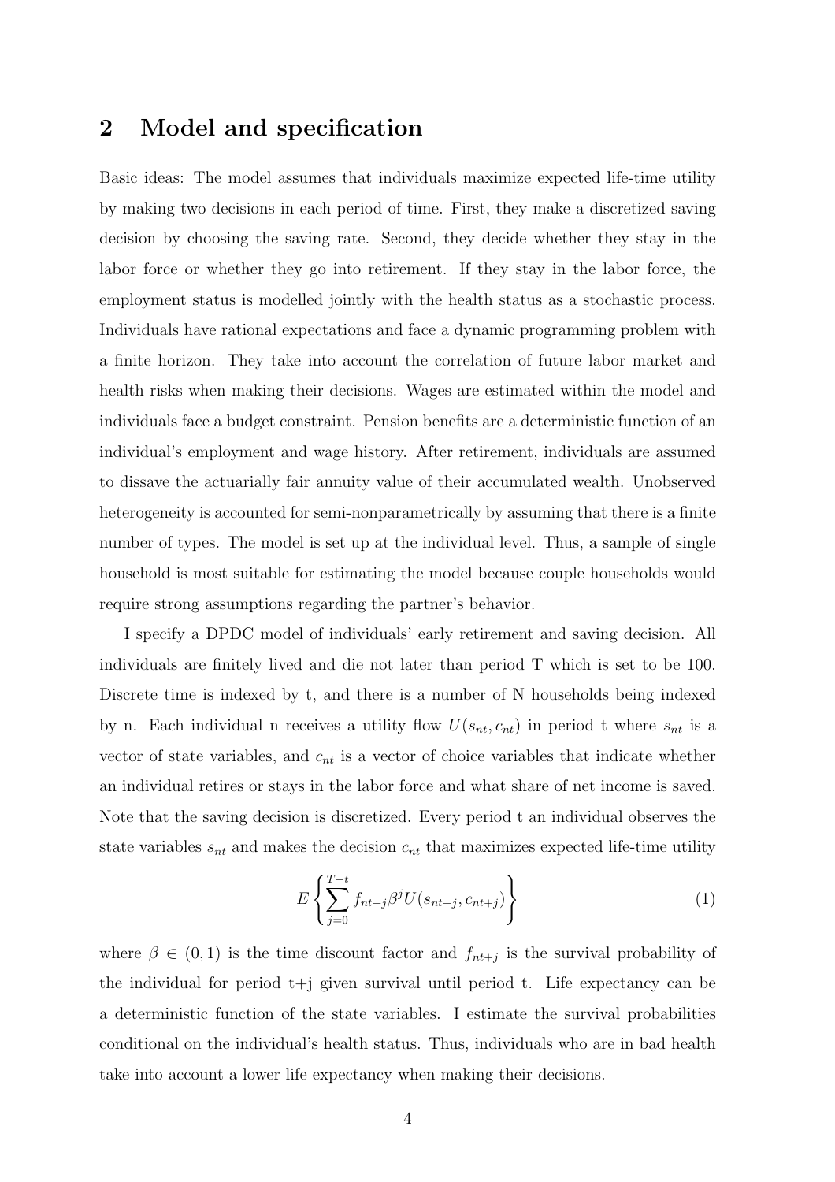## 2 Model and specification

Basic ideas: The model assumes that individuals maximize expected life-time utility by making two decisions in each period of time. First, they make a discretized saving decision by choosing the saving rate. Second, they decide whether they stay in the labor force or whether they go into retirement. If they stay in the labor force, the employment status is modelled jointly with the health status as a stochastic process. Individuals have rational expectations and face a dynamic programming problem with a finite horizon. They take into account the correlation of future labor market and health risks when making their decisions. Wages are estimated within the model and individuals face a budget constraint. Pension benefits are a deterministic function of an individual's employment and wage history. After retirement, individuals are assumed to dissave the actuarially fair annuity value of their accumulated wealth. Unobserved heterogeneity is accounted for semi-nonparametrically by assuming that there is a finite number of types. The model is set up at the individual level. Thus, a sample of single household is most suitable for estimating the model because couple households would require strong assumptions regarding the partner's behavior.

I specify a DPDC model of individuals' early retirement and saving decision. All individuals are finitely lived and die not later than period T which is set to be 100. Discrete time is indexed by t, and there is a number of N households being indexed by n. Each individual n receives a utility flow $U(s_{nt}, c_{nt})$ in period t where $s_{nt}$ is a vector of state variables, and $c_{nt}$ is a vector of choice variables that indicate whether an individual retires or stays in the labor force and what share of net income is saved. Note that the saving decision is discretized. Every period t an individual observes the state variables $s_{nt}$ and makes the decision $c_{nt}$ that maximizes expected life-time utility

$$E\left\{\sum_{j=0}^{T-t} f_{nt+j}\beta^j U(s_{nt+j}, c_{nt+j})\right\} \tag{1}$$

where $\beta \in (0, 1)$ is the time discount factor and $f_{nt+j}$ is the survival probability of the individual for period t+j given survival until period t. Life expectancy can be a deterministic function of the state variables. I estimate the survival probabilities conditional on the individual's health status. Thus, individuals who are in bad health take into account a lower life expectancy when making their decisions.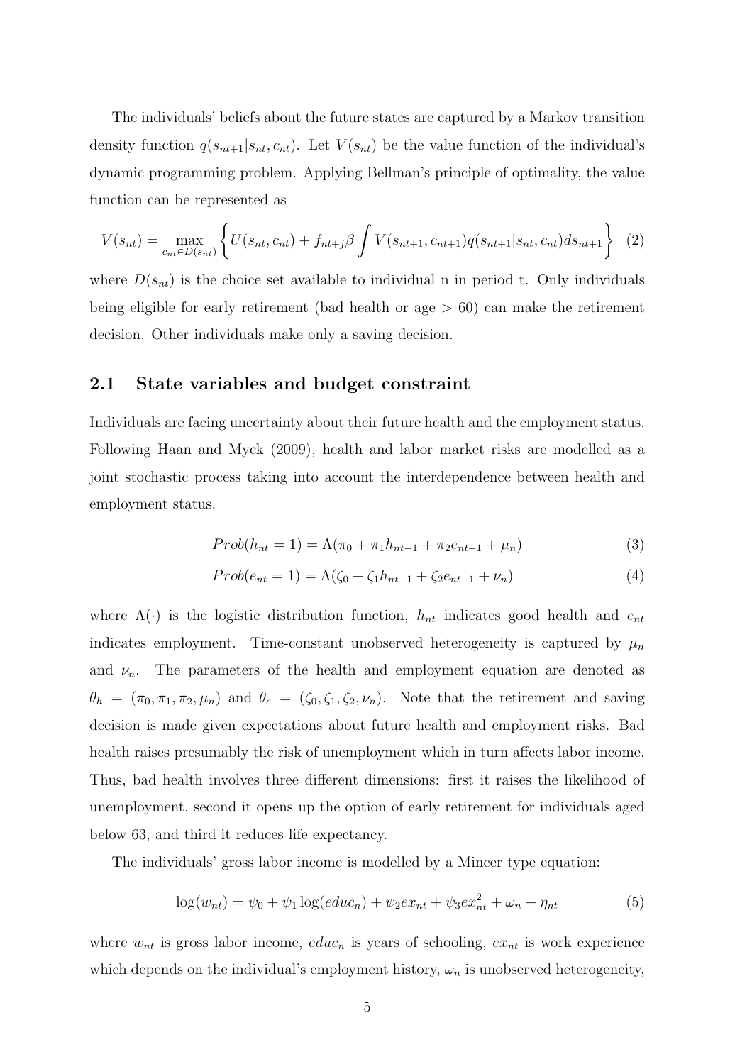The individuals' beliefs about the future states are captured by a Markov transition density function $q(s_{nt+1}|s_{nt}, c_{nt})$. Let $V(s_{nt})$ be the value function of the individual's dynamic programming problem. Applying Bellman's principle of optimality, the value function can be represented as

$$V(s_{nt}) = \max_{c_{nt} \in D(s_{nt})} \left\{ U(s_{nt}, c_{nt}) + f_{nt+j}\beta \int V(s_{nt+1}, c_{nt+1}) q(s_{nt+1}|s_{nt}, c_{nt}) ds_{nt+1} \right\} \quad (2)$$

where $D(s_{nt})$ is the choice set available to individual n in period t. Only individuals being eligible for early retirement (bad health or age > 60) can make the retirement decision. Other individuals make only a saving decision.

## 2.1 State variables and budget constraint

Individuals are facing uncertainty about their future health and the employment status. Following Haan and Myck (2009), health and labor market risks are modelled as a joint stochastic process taking into account the interdependence between health and employment status.

$$Prob(h_{nt} = 1) = \Lambda(\pi_0 + \pi_1 h_{nt-1} + \pi_2 e_{nt-1} + \mu_n) \quad (3)$$

$$Prob(e_{nt} = 1) = \Lambda(\zeta_0 + \zeta_1 h_{nt-1} + \zeta_2 e_{nt-1} + \nu_n) \quad (4)$$

where $\Lambda(\cdot)$ is the logistic distribution function, $h_{nt}$ indicates good health and $e_{nt}$ indicates employment. Time-constant unobserved heterogeneity is captured by $\mu_n$ and $\nu_n$. The parameters of the health and employment equation are denoted as $\theta_h = (\pi_0, \pi_1, \pi_2, \mu_n)$ and $\theta_e = (\zeta_0, \zeta_1, \zeta_2, \nu_n)$. Note that the retirement and saving decision is made given expectations about future health and employment risks. Bad health raises presumably the risk of unemployment which in turn affects labor income. Thus, bad health involves three different dimensions: first it raises the likelihood of unemployment, second it opens up the option of early retirement for individuals aged below 63, and third it reduces life expectancy.

The individuals' gross labor income is modelled by a Mincer type equation:

$$\log(w_{nt}) = \psi_0 + \psi_1 \log(educ_n) + \psi_2 ex_{nt} + \psi_3 ex_{nt}^2 + \omega_n + \eta_{nt} \quad (5)$$

where $w_{nt}$ is gross labor income, $educ_n$ is years of schooling, $ex_{nt}$ is work experience which depends on the individual's employment history, $\omega_n$ is unobserved heterogeneity,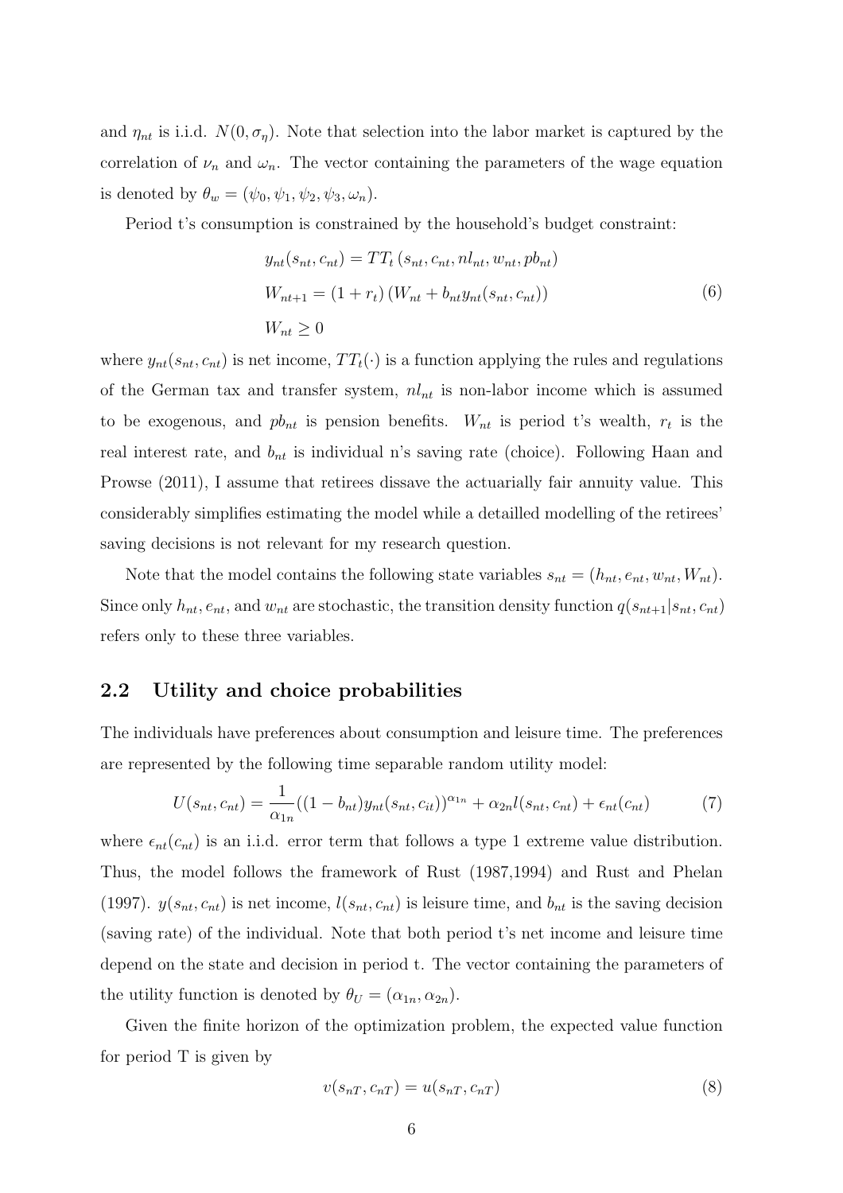and $\eta_{nt}$ is i.i.d. $N(0, \sigma_\eta)$. Note that selection into the labor market is captured by the correlation of $\nu_n$ and $\omega_n$. The vector containing the parameters of the wage equation is denoted by $\theta_w = (\psi_0, \psi_1, \psi_2, \psi_3, \omega_n)$.

Period t's consumption is constrained by the household's budget constraint:

$$
\begin{aligned}
y_{nt}(s_{nt}, c_{nt}) &= TT_t\left(s_{nt}, c_{nt}, nl_{nt}, w_{nt}, pb_{nt}\right) \\
W_{nt+1} &= (1 + r_t)\left(W_{nt} + b_{nt} y_{nt}(s_{nt}, c_{nt})\right) \\
W_{nt} &\geq 0
\end{aligned}
\tag{6}
$$

where $y_{nt}(s_{nt}, c_{nt})$ is net income, $TT_t(\cdot)$ is a function applying the rules and regulations of the German tax and transfer system, $nl_{nt}$ is non-labor income which is assumed to be exogenous, and $pb_{nt}$ is pension benefits. $W_{nt}$ is period t's wealth, $r_t$ is the real interest rate, and $b_{nt}$ is individual n's saving rate (choice). Following Haan and Prowse (2011), I assume that retirees dissave the actuarially fair annuity value. This considerably simplifies estimating the model while a detailled modelling of the retirees' saving decisions is not relevant for my research question.

Note that the model contains the following state variables $s_{nt} = (h_{nt}, e_{nt}, w_{nt}, W_{nt})$. Since only $h_{nt}, e_{nt}$, and $w_{nt}$ are stochastic, the transition density function $q(s_{nt+1}|s_{nt}, c_{nt})$ refers only to these three variables.

## 2.2 Utility and choice probabilities

The individuals have preferences about consumption and leisure time. The preferences are represented by the following time separable random utility model:

$$
U(s_{nt}, c_{nt}) = \frac{1}{\alpha_{1n}}((1 - b_{nt}) y_{nt}(s_{nt}, c_{it}))^{\alpha_{1n}} + \alpha_{2n} l(s_{nt}, c_{nt}) + \epsilon_{nt}(c_{nt}) \tag{7}
$$

where $\epsilon_{nt}(c_{nt})$ is an i.i.d. error term that follows a type 1 extreme value distribution. Thus, the model follows the framework of Rust (1987,1994) and Rust and Phelan (1997). $y(s_{nt}, c_{nt})$ is net income, $l(s_{nt}, c_{nt})$ is leisure time, and $b_{nt}$ is the saving decision (saving rate) of the individual. Note that both period t's net income and leisure time depend on the state and decision in period t. The vector containing the parameters of the utility function is denoted by $\theta_U = (\alpha_{1n}, \alpha_{2n})$.

Given the finite horizon of the optimization problem, the expected value function for period T is given by

$$
v(s_{nT}, c_{nT}) = u(s_{nT}, c_{nT}) \tag{8}
$$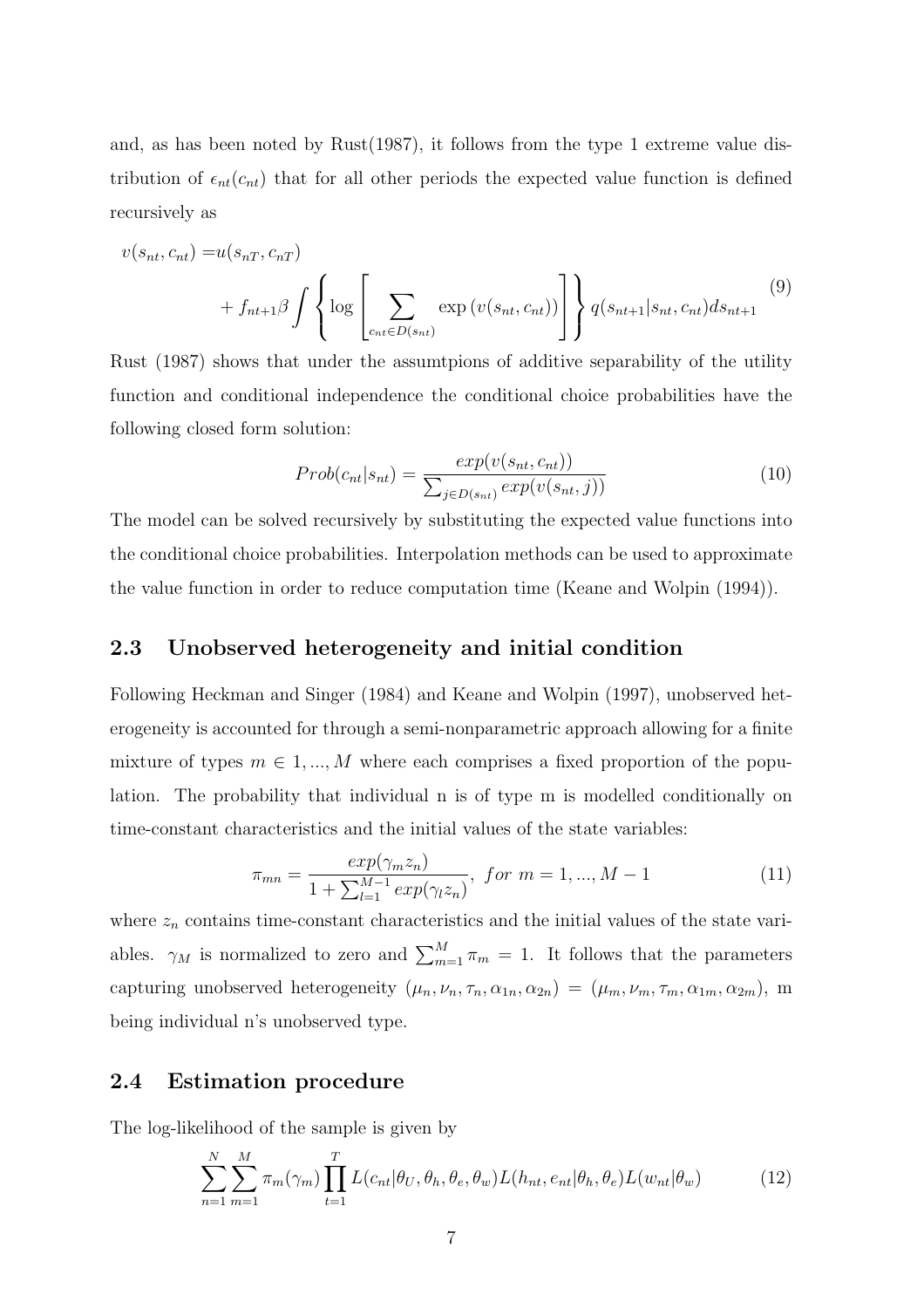and, as has been noted by Rust(1987), it follows from the type 1 extreme value distribution of $\epsilon_{nt}(c_{nt})$ that for all other periods the expected value function is defined recursively as

$$
\begin{aligned}
v(s_{nt}, c_{nt}) =& u(s_{nT}, c_{nT}) \\
&+ f_{nt+1}\beta \int \left\{ \log \left[ \sum_{c_{nt} \in D(s_{nt})} \exp\left(v(s_{nt}, c_{nt})\right) \right] \right\} q(s_{nt+1}|s_{nt}, c_{nt}) ds_{nt+1}
\end{aligned}
\tag{9}
$$

Rust (1987) shows that under the assumtpions of additive separability of the utility function and conditional independence the conditional choice probabilities have the following closed form solution:

$$
Prob(c_{nt}|s_{nt}) = \frac{exp(v(s_{nt}, c_{nt}))}{\sum_{j \in D(s_{nt})} exp(v(s_{nt}, j))} \tag{10}
$$

The model can be solved recursively by substituting the expected value functions into the conditional choice probabilities. Interpolation methods can be used to approximate the value function in order to reduce computation time (Keane and Wolpin (1994)).

## 2.3 Unobserved heterogeneity and initial condition

Following Heckman and Singer (1984) and Keane and Wolpin (1997), unobserved heterogeneity is accounted for through a semi-nonparametric approach allowing for a finite mixture of types $m \in 1, ..., M$ where each comprises a fixed proportion of the population. The probability that individual n is of type m is modelled conditionally on time-constant characteristics and the initial values of the state variables:

$$
\pi_{mn} = \frac{exp(\gamma_m z_n)}{1 + \sum_{l=1}^{M-1} exp(\gamma_l z_n)}, \;\; for \;\; m = 1, ..., M-1 \tag{11}
$$

where $z_n$ contains time-constant characteristics and the initial values of the state variables. $\gamma_M$ is normalized to zero and $\sum_{m=1}^{M} \pi_m = 1$. It follows that the parameters capturing unobserved heterogeneity $(\mu_n, \nu_n, \tau_n, \alpha_{1n}, \alpha_{2n}) = (\mu_m, \nu_m, \tau_m, \alpha_{1m}, \alpha_{2m})$, m being individual n's unobserved type.

## 2.4 Estimation procedure

The log-likelihood of the sample is given by

$$
\sum_{n=1}^{N} \sum_{m=1}^{M} \pi_m(\gamma_m) \prod_{t=1}^{T} L(c_{nt}|\theta_U, \theta_h, \theta_e, \theta_w) L(h_{nt}, e_{nt}|\theta_h, \theta_e) L(w_{nt}|\theta_w) \tag{12}
$$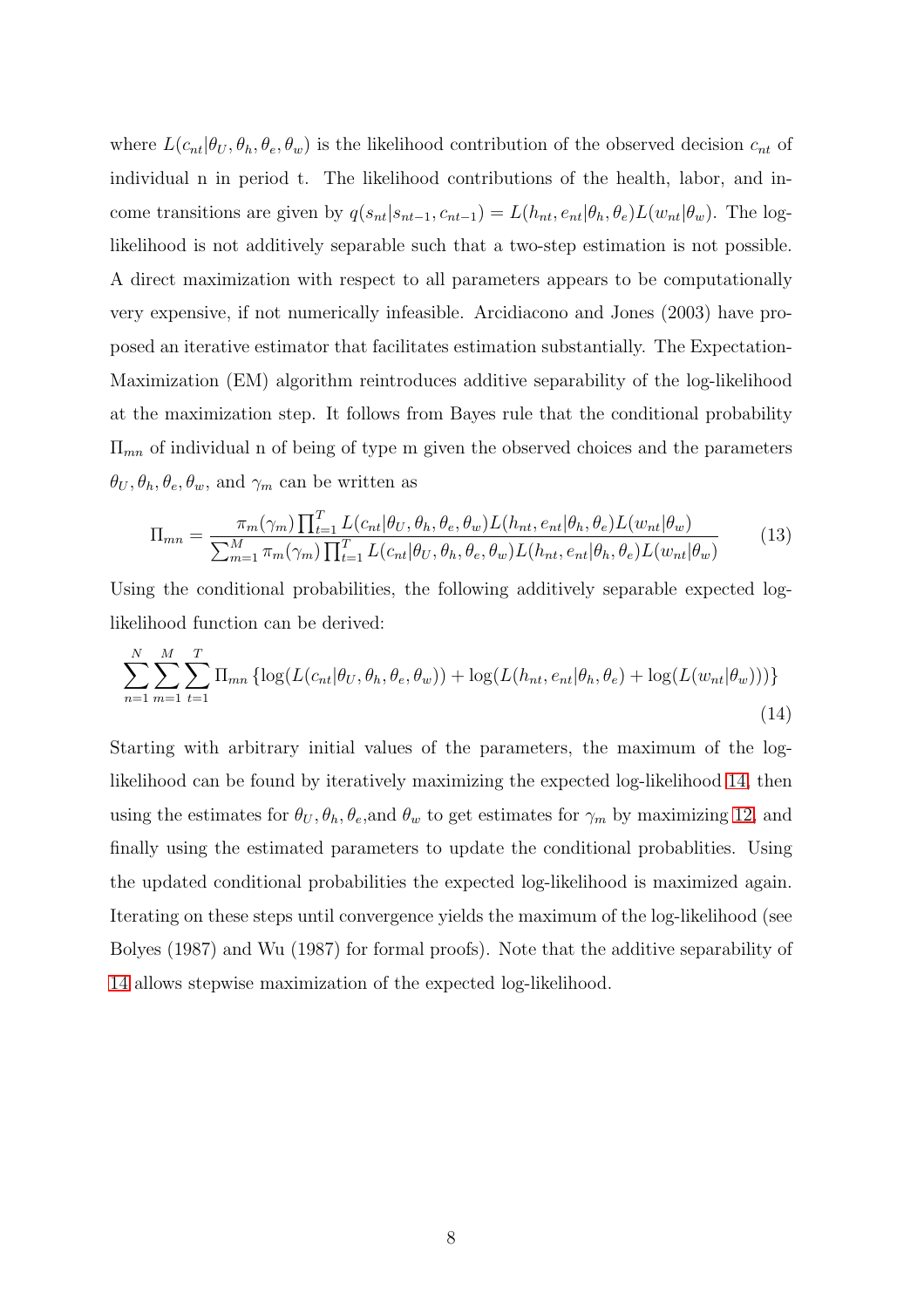where $L(c_{nt}|\theta_U, \theta_h, \theta_e, \theta_w)$ is the likelihood contribution of the observed decision $c_{nt}$ of individual n in period t. The likelihood contributions of the health, labor, and income transitions are given by $q(s_{nt}|s_{nt-1}, c_{nt-1}) = L(h_{nt}, e_{nt}|\theta_h, \theta_e)L(w_{nt}|\theta_w)$. The log-likelihood is not additively separable such that a two-step estimation is not possible. A direct maximization with respect to all parameters appears to be computationally very expensive, if not numerically infeasible. Arcidiacono and Jones (2003) have proposed an iterative estimator that facilitates estimation substantially. The Expectation-Maximization (EM) algorithm reintroduces additive separability of the log-likelihood at the maximization step. It follows from Bayes rule that the conditional probability $\Pi_{mn}$ of individual n of being of type m given the observed choices and the parameters $\theta_U, \theta_h, \theta_e, \theta_w$, and $\gamma_m$ can be written as

$$\Pi_{mn} = \frac{\pi_m(\gamma_m) \prod_{t=1}^{T} L(c_{nt}|\theta_U, \theta_h, \theta_e, \theta_w) L(h_{nt}, e_{nt}|\theta_h, \theta_e) L(w_{nt}|\theta_w)}{\sum_{m=1}^{M} \pi_m(\gamma_m) \prod_{t=1}^{T} L(c_{nt}|\theta_U, \theta_h, \theta_e, \theta_w) L(h_{nt}, e_{nt}|\theta_h, \theta_e) L(w_{nt}|\theta_w)} \tag{13}$$

Using the conditional probabilities, the following additively separable expected log-likelihood function can be derived:

$$\sum_{n=1}^{N} \sum_{m=1}^{M} \sum_{t=1}^{T} \Pi_{mn} \left\{ \log(L(c_{nt}|\theta_U, \theta_h, \theta_e, \theta_w)) + \log(L(h_{nt}, e_{nt}|\theta_h, \theta_e) + \log(L(w_{nt}|\theta_w))) \right\} \tag{14}$$

Starting with arbitrary initial values of the parameters, the maximum of the log-likelihood can be found by iteratively maximizing the expected log-likelihood 14, then using the estimates for $\theta_U, \theta_h, \theta_e$,and $\theta_w$ to get estimates for $\gamma_m$ by maximizing 12, and finally using the estimated parameters to update the conditional probablities. Using the updated conditional probabilities the expected log-likelihood is maximized again. Iterating on these steps until convergence yields the maximum of the log-likelihood (see Bolyes (1987) and Wu (1987) for formal proofs). Note that the additive separability of 14 allows stepwise maximization of the expected log-likelihood.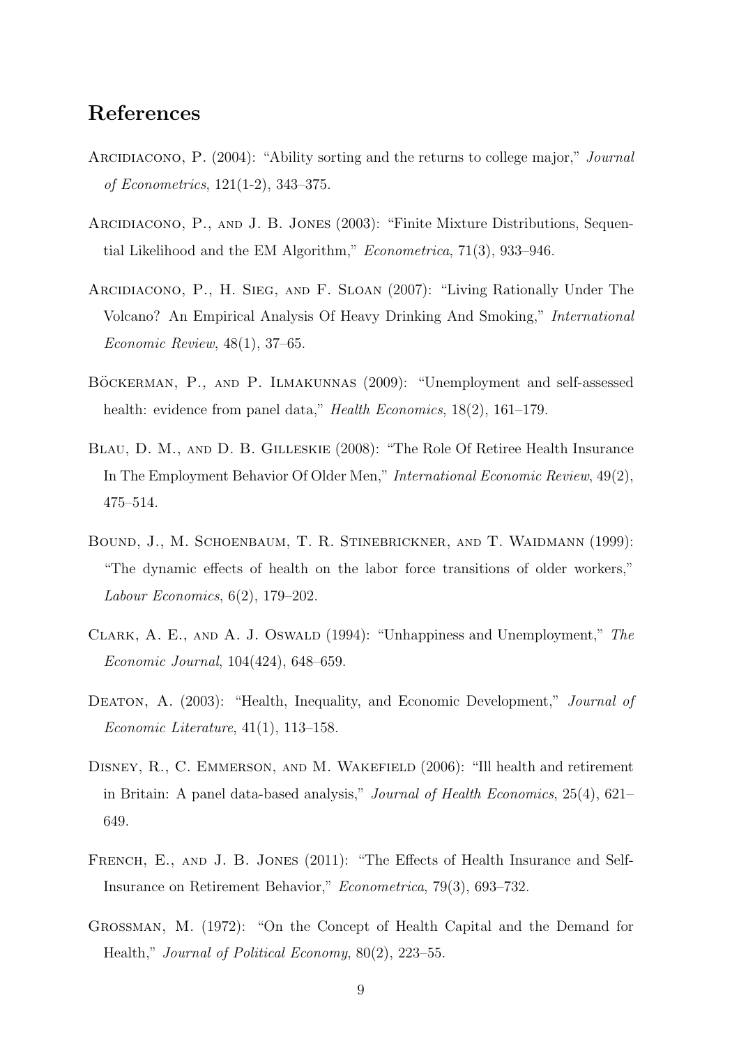## References

Arcidiacono, P. (2004): "Ability sorting and the returns to college major," *Journal of Econometrics*, 121(1-2), 343–375.

Arcidiacono, P., and J. B. Jones (2003): "Finite Mixture Distributions, Sequential Likelihood and the EM Algorithm," *Econometrica*, 71(3), 933–946.

Arcidiacono, P., H. Sieg, and F. Sloan (2007): "Living Rationally Under The Volcano? An Empirical Analysis Of Heavy Drinking And Smoking," *International Economic Review*, 48(1), 37–65.

Böckerman, P., and P. Ilmakunnas (2009): "Unemployment and self-assessed health: evidence from panel data," *Health Economics*, 18(2), 161–179.

Blau, D. M., and D. B. Gilleskie (2008): "The Role Of Retiree Health Insurance In The Employment Behavior Of Older Men," *International Economic Review*, 49(2), 475–514.

Bound, J., M. Schoenbaum, T. R. Stinebrickner, and T. Waidmann (1999): "The dynamic effects of health on the labor force transitions of older workers," *Labour Economics*, 6(2), 179–202.

Clark, A. E., and A. J. Oswald (1994): "Unhappiness and Unemployment," *The Economic Journal*, 104(424), 648–659.

Deaton, A. (2003): "Health, Inequality, and Economic Development," *Journal of Economic Literature*, 41(1), 113–158.

Disney, R., C. Emmerson, and M. Wakefield (2006): "Ill health and retirement in Britain: A panel data-based analysis," *Journal of Health Economics*, 25(4), 621–649.

French, E., and J. B. Jones (2011): "The Effects of Health Insurance and Self-Insurance on Retirement Behavior," *Econometrica*, 79(3), 693–732.

Grossman, M. (1972): "On the Concept of Health Capital and the Demand for Health," *Journal of Political Economy*, 80(2), 223–55.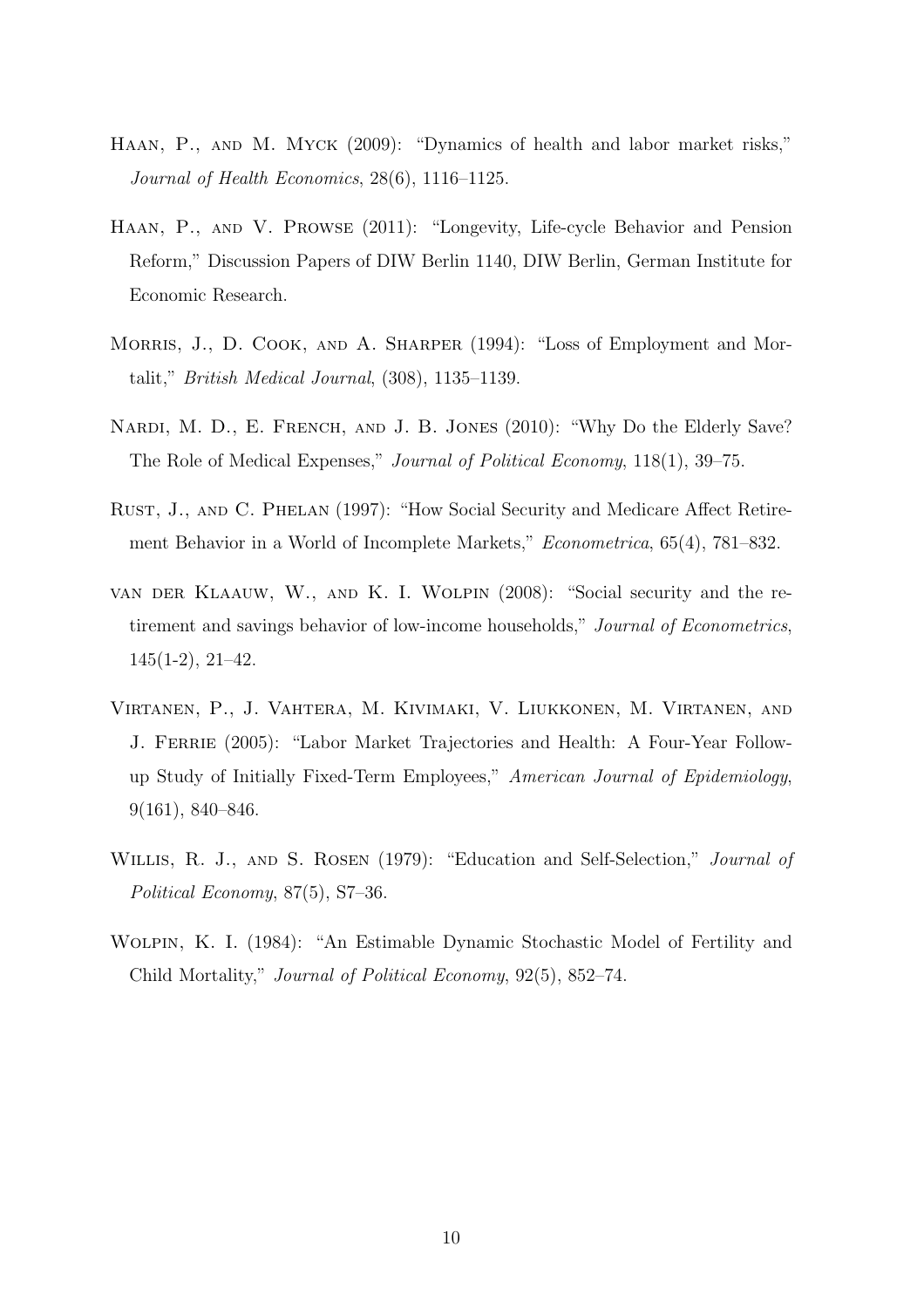Haan, P., and M. Myck (2009): "Dynamics of health and labor market risks," *Journal of Health Economics*, 28(6), 1116–1125.

Haan, P., and V. Prowse (2011): "Longevity, Life-cycle Behavior and Pension Reform," Discussion Papers of DIW Berlin 1140, DIW Berlin, German Institute for Economic Research.

Morris, J., D. Cook, and A. Sharper (1994): "Loss of Employment and Mortalit," *British Medical Journal*, (308), 1135–1139.

Nardi, M. D., E. French, and J. B. Jones (2010): "Why Do the Elderly Save? The Role of Medical Expenses," *Journal of Political Economy*, 118(1), 39–75.

Rust, J., and C. Phelan (1997): "How Social Security and Medicare Affect Retirement Behavior in a World of Incomplete Markets," *Econometrica*, 65(4), 781–832.

van der Klaauw, W., and K. I. Wolpin (2008): "Social security and the retirement and savings behavior of low-income households," *Journal of Econometrics*, 145(1-2), 21–42.

Virtanen, P., J. Vahtera, M. Kivimaki, V. Liukkonen, M. Virtanen, and J. Ferrie (2005): "Labor Market Trajectories and Health: A Four-Year Follow-up Study of Initially Fixed-Term Employees," *American Journal of Epidemiology*, 9(161), 840–846.

Willis, R. J., and S. Rosen (1979): "Education and Self-Selection," *Journal of Political Economy*, 87(5), S7–36.

Wolpin, K. I. (1984): "An Estimable Dynamic Stochastic Model of Fertility and Child Mortality," *Journal of Political Economy*, 92(5), 852–74.